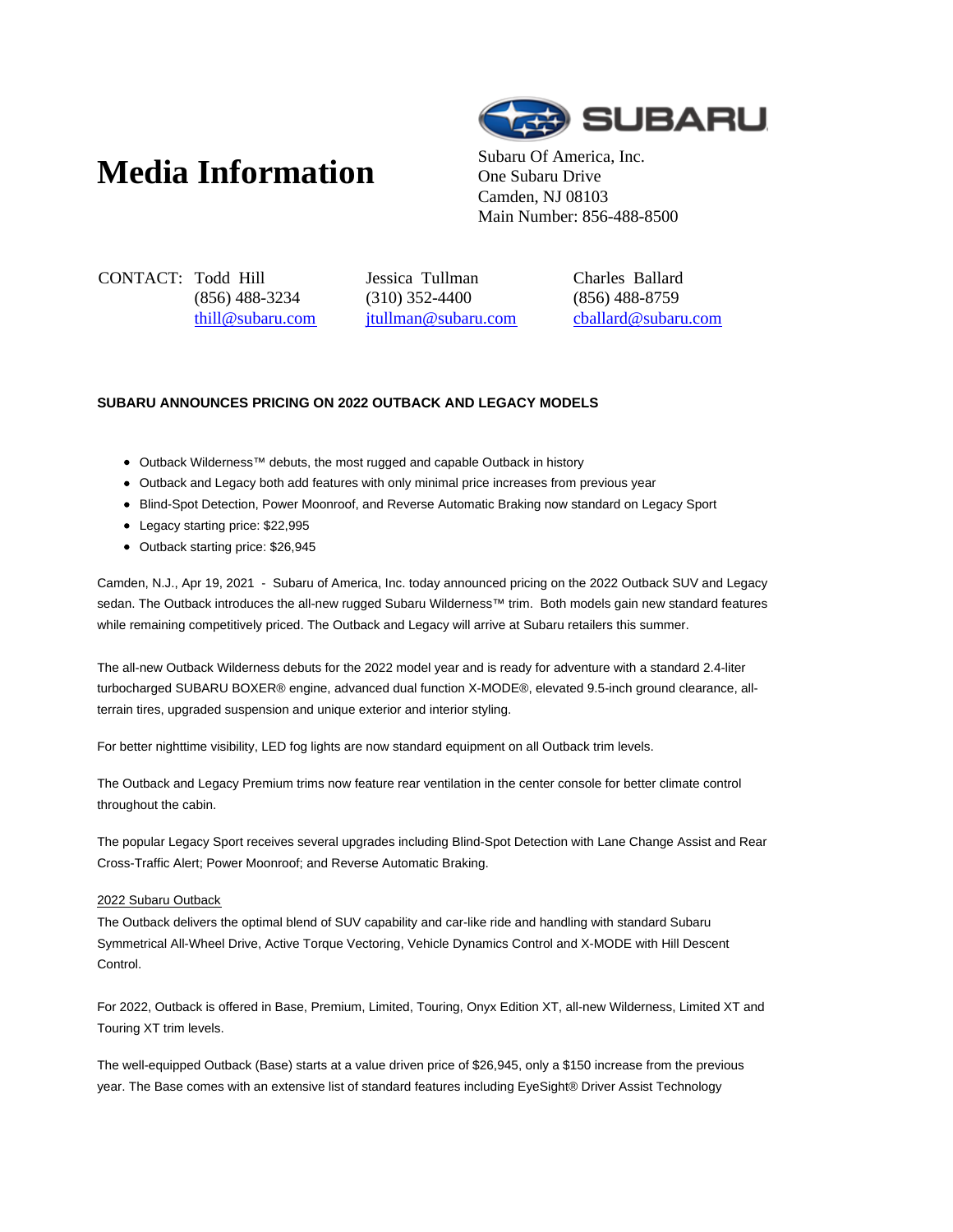# Media Information

Subaru Of America, Inc.
One Subaru Drive
Camden, NJ 08103
Main Number: 856-488-8500

CONTACT:

Todd Hill
(856) 488-3234
thill@subaru.com

Jessica Tullman
(310) 352-4400
jtullman@subaru.com

Charles Ballard
(856) 488-8759
cballard@subaru.com

**SUBARU ANNOUNCES PRICING ON 2022 OUTBACK AND LEGACY MODELS**

- Outback Wilderness™ debuts, the most rugged and capable Outback in history
- Outback and Legacy both add features with only minimal price increases from previous year
- Blind-Spot Detection, Power Moonroof, and Reverse Automatic Braking now standard on Legacy Sport
- Legacy starting price: $22,995
- Outback starting price: $26,945

Camden, N.J., Apr 19, 2021 - Subaru of America, Inc. today announced pricing on the 2022 Outback SUV and Legacy sedan. The Outback introduces the all-new rugged Subaru Wilderness™ trim. Both models gain new standard features while remaining competitively priced. The Outback and Legacy will arrive at Subaru retailers this summer.

The all-new Outback Wilderness debuts for the 2022 model year and is ready for adventure with a standard 2.4-liter turbocharged SUBARU BOXER® engine, advanced dual function X-MODE®, elevated 9.5-inch ground clearance, all-terrain tires, upgraded suspension and unique exterior and interior styling.

For better nighttime visibility, LED fog lights are now standard equipment on all Outback trim levels.

The Outback and Legacy Premium trims now feature rear ventilation in the center console for better climate control throughout the cabin.

The popular Legacy Sport receives several upgrades including Blind-Spot Detection with Lane Change Assist and Rear Cross-Traffic Alert; Power Moonroof; and Reverse Automatic Braking.

2022 Subaru Outback

The Outback delivers the optimal blend of SUV capability and car-like ride and handling with standard Subaru Symmetrical All-Wheel Drive, Active Torque Vectoring, Vehicle Dynamics Control and X-MODE with Hill Descent Control.

For 2022, Outback is offered in Base, Premium, Limited, Touring, Onyx Edition XT, all-new Wilderness, Limited XT and Touring XT trim levels.

The well-equipped Outback (Base) starts at a value driven price of $26,945, only a $150 increase from the previous year. The Base comes with an extensive list of standard features including EyeSight® Driver Assist Technology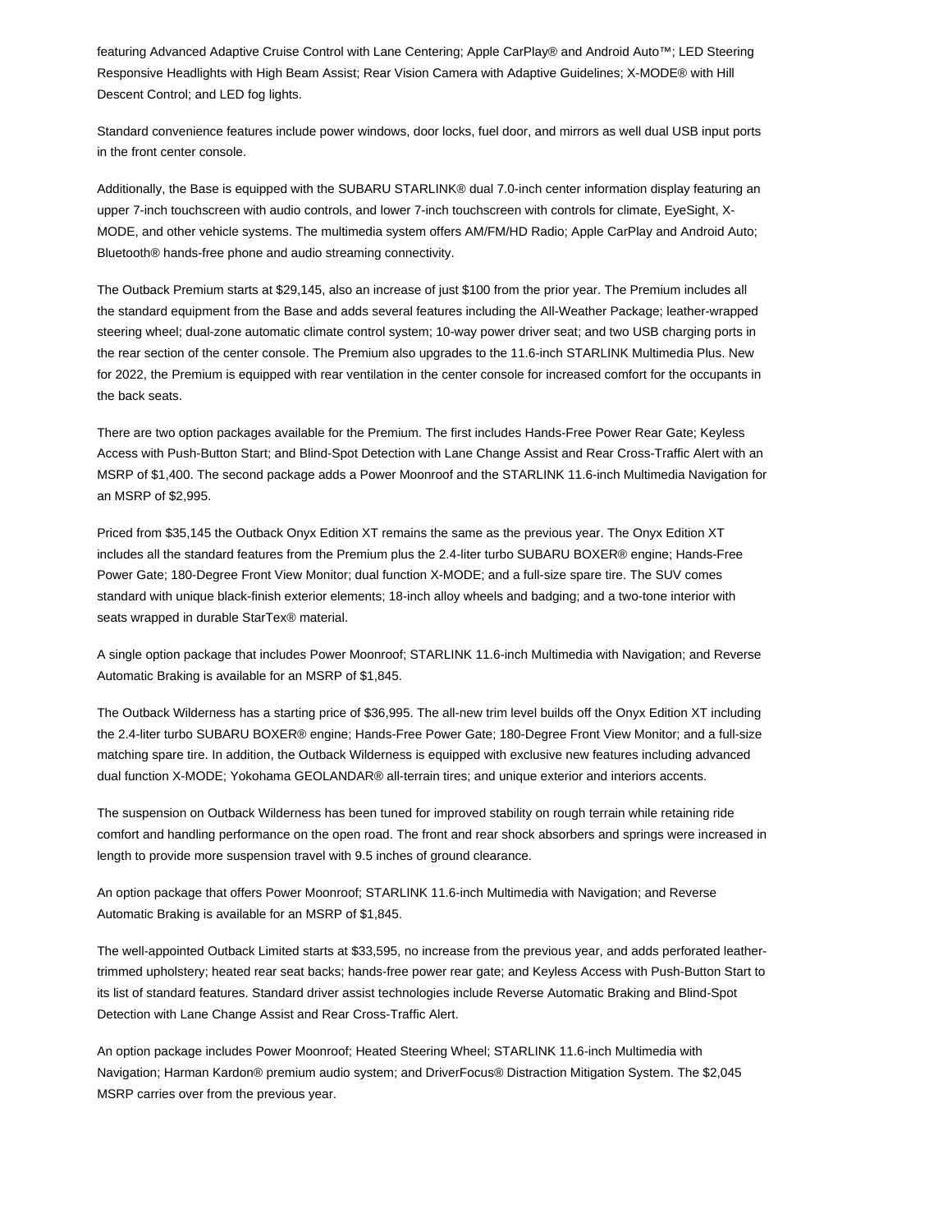featuring Advanced Adaptive Cruise Control with Lane Centering; Apple CarPlay® and Android Auto™; LED Steering Responsive Headlights with High Beam Assist; Rear Vision Camera with Adaptive Guidelines; X-MODE® with Hill Descent Control; and LED fog lights.

Standard convenience features include power windows, door locks, fuel door, and mirrors as well dual USB input ports in the front center console.

Additionally, the Base is equipped with the SUBARU STARLINK® dual 7.0-inch center information display featuring an upper 7-inch touchscreen with audio controls, and lower 7-inch touchscreen with controls for climate, EyeSight, X-MODE, and other vehicle systems. The multimedia system offers AM/FM/HD Radio; Apple CarPlay and Android Auto; Bluetooth® hands-free phone and audio streaming connectivity.

The Outback Premium starts at $29,145, also an increase of just $100 from the prior year. The Premium includes all the standard equipment from the Base and adds several features including the All-Weather Package; leather-wrapped steering wheel; dual-zone automatic climate control system; 10-way power driver seat; and two USB charging ports in the rear section of the center console. The Premium also upgrades to the 11.6-inch STARLINK Multimedia Plus. New for 2022, the Premium is equipped with rear ventilation in the center console for increased comfort for the occupants in the back seats.

There are two option packages available for the Premium. The first includes Hands-Free Power Rear Gate; Keyless Access with Push-Button Start; and Blind-Spot Detection with Lane Change Assist and Rear Cross-Traffic Alert with an MSRP of $1,400. The second package adds a Power Moonroof and the STARLINK 11.6-inch Multimedia Navigation for an MSRP of $2,995.

Priced from $35,145 the Outback Onyx Edition XT remains the same as the previous year. The Onyx Edition XT includes all the standard features from the Premium plus the 2.4-liter turbo SUBARU BOXER® engine; Hands-Free Power Gate; 180-Degree Front View Monitor; dual function X-MODE; and a full-size spare tire. The SUV comes standard with unique black-finish exterior elements; 18-inch alloy wheels and badging; and a two-tone interior with seats wrapped in durable StarTex® material.

A single option package that includes Power Moonroof; STARLINK 11.6-inch Multimedia with Navigation; and Reverse Automatic Braking is available for an MSRP of $1,845.

The Outback Wilderness has a starting price of $36,995. The all-new trim level builds off the Onyx Edition XT including the 2.4-liter turbo SUBARU BOXER® engine; Hands-Free Power Gate; 180-Degree Front View Monitor; and a full-size matching spare tire. In addition, the Outback Wilderness is equipped with exclusive new features including advanced dual function X-MODE; Yokohama GEOLANDAR® all-terrain tires; and unique exterior and interiors accents.

The suspension on Outback Wilderness has been tuned for improved stability on rough terrain while retaining ride comfort and handling performance on the open road. The front and rear shock absorbers and springs were increased in length to provide more suspension travel with 9.5 inches of ground clearance.

An option package that offers Power Moonroof; STARLINK 11.6-inch Multimedia with Navigation; and Reverse Automatic Braking is available for an MSRP of $1,845.

The well-appointed Outback Limited starts at $33,595, no increase from the previous year, and adds perforated leather-trimmed upholstery; heated rear seat backs; hands-free power rear gate; and Keyless Access with Push-Button Start to its list of standard features. Standard driver assist technologies include Reverse Automatic Braking and Blind-Spot Detection with Lane Change Assist and Rear Cross-Traffic Alert.

An option package includes Power Moonroof; Heated Steering Wheel; STARLINK 11.6-inch Multimedia with Navigation; Harman Kardon® premium audio system; and DriverFocus® Distraction Mitigation System. The $2,045 MSRP carries over from the previous year.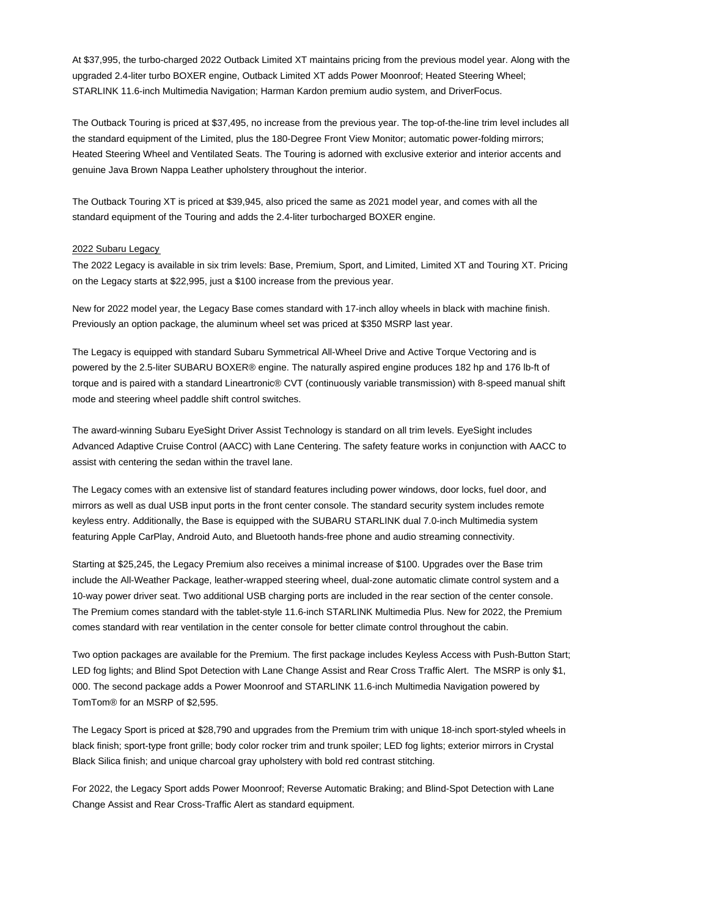At $37,995, the turbo-charged 2022 Outback Limited XT maintains pricing from the previous model year. Along with the upgraded 2.4-liter turbo BOXER engine, Outback Limited XT adds Power Moonroof; Heated Steering Wheel; STARLINK 11.6-inch Multimedia Navigation; Harman Kardon premium audio system, and DriverFocus.

The Outback Touring is priced at $37,495, no increase from the previous year. The top-of-the-line trim level includes all the standard equipment of the Limited, plus the 180-Degree Front View Monitor; automatic power-folding mirrors; Heated Steering Wheel and Ventilated Seats. The Touring is adorned with exclusive exterior and interior accents and genuine Java Brown Nappa Leather upholstery throughout the interior.

The Outback Touring XT is priced at $39,945, also priced the same as 2021 model year, and comes with all the standard equipment of the Touring and adds the 2.4-liter turbocharged BOXER engine.

## 2022 Subaru Legacy

The 2022 Legacy is available in six trim levels: Base, Premium, Sport, and Limited, Limited XT and Touring XT. Pricing on the Legacy starts at $22,995, just a $100 increase from the previous year.

New for 2022 model year, the Legacy Base comes standard with 17-inch alloy wheels in black with machine finish. Previously an option package, the aluminum wheel set was priced at $350 MSRP last year.

The Legacy is equipped with standard Subaru Symmetrical All-Wheel Drive and Active Torque Vectoring and is powered by the 2.5-liter SUBARU BOXER® engine. The naturally aspired engine produces 182 hp and 176 lb-ft of torque and is paired with a standard Lineartronic® CVT (continuously variable transmission) with 8-speed manual shift mode and steering wheel paddle shift control switches.

The award-winning Subaru EyeSight Driver Assist Technology is standard on all trim levels. EyeSight includes Advanced Adaptive Cruise Control (AACC) with Lane Centering. The safety feature works in conjunction with AACC to assist with centering the sedan within the travel lane.

The Legacy comes with an extensive list of standard features including power windows, door locks, fuel door, and mirrors as well as dual USB input ports in the front center console. The standard security system includes remote keyless entry. Additionally, the Base is equipped with the SUBARU STARLINK dual 7.0-inch Multimedia system featuring Apple CarPlay, Android Auto, and Bluetooth hands-free phone and audio streaming connectivity.

Starting at $25,245, the Legacy Premium also receives a minimal increase of $100. Upgrades over the Base trim include the All-Weather Package, leather-wrapped steering wheel, dual-zone automatic climate control system and a 10-way power driver seat. Two additional USB charging ports are included in the rear section of the center console. The Premium comes standard with the tablet-style 11.6-inch STARLINK Multimedia Plus. New for 2022, the Premium comes standard with rear ventilation in the center console for better climate control throughout the cabin.

Two option packages are available for the Premium. The first package includes Keyless Access with Push-Button Start; LED fog lights; and Blind Spot Detection with Lane Change Assist and Rear Cross Traffic Alert. The MSRP is only $1, 000. The second package adds a Power Moonroof and STARLINK 11.6-inch Multimedia Navigation powered by TomTom® for an MSRP of $2,595.

The Legacy Sport is priced at $28,790 and upgrades from the Premium trim with unique 18-inch sport-styled wheels in black finish; sport-type front grille; body color rocker trim and trunk spoiler; LED fog lights; exterior mirrors in Crystal Black Silica finish; and unique charcoal gray upholstery with bold red contrast stitching.

For 2022, the Legacy Sport adds Power Moonroof; Reverse Automatic Braking; and Blind-Spot Detection with Lane Change Assist and Rear Cross-Traffic Alert as standard equipment.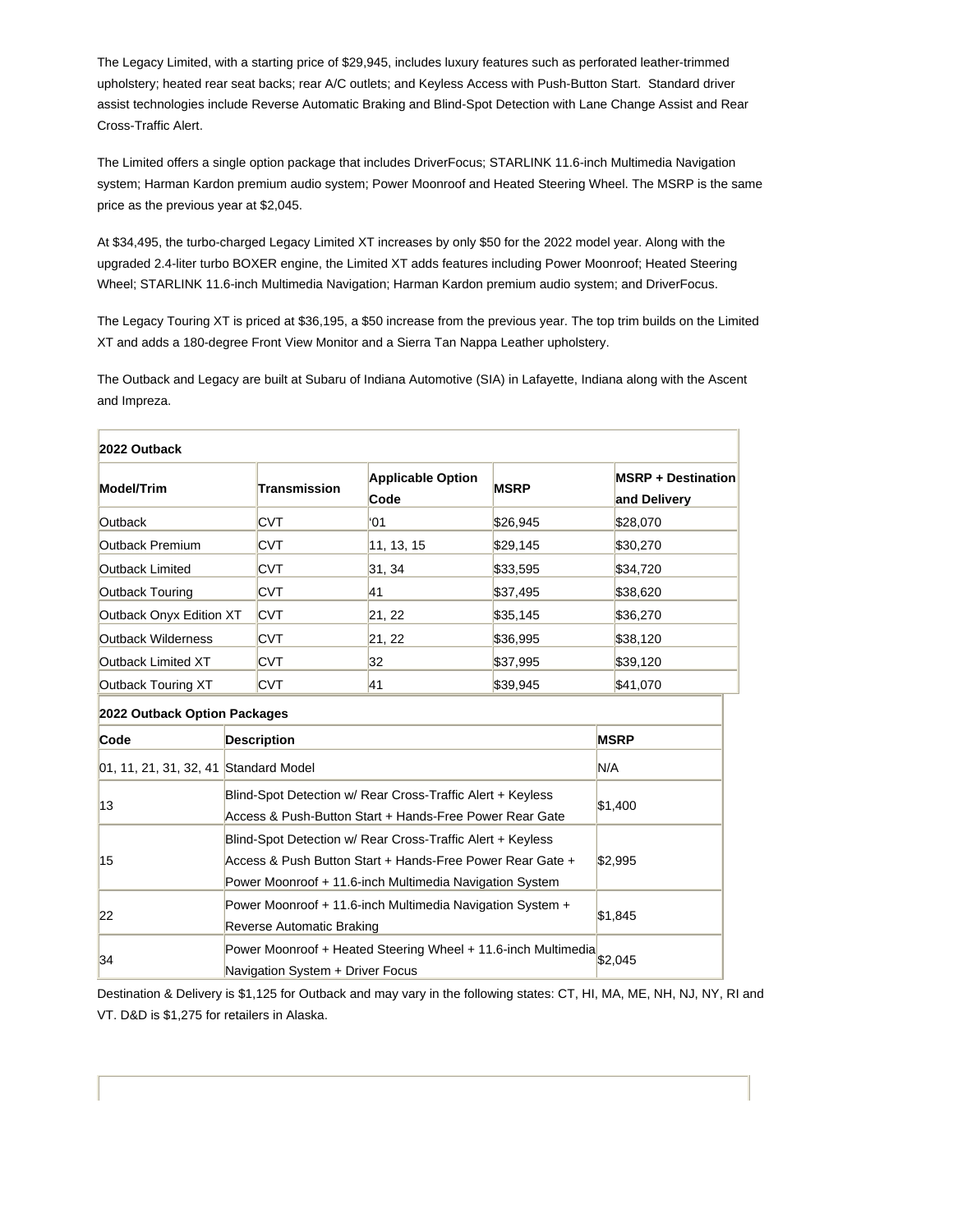The Legacy Limited, with a starting price of $29,945, includes luxury features such as perforated leather-trimmed upholstery; heated rear seat backs; rear A/C outlets; and Keyless Access with Push-Button Start.  Standard driver assist technologies include Reverse Automatic Braking and Blind-Spot Detection with Lane Change Assist and Rear Cross-Traffic Alert.

The Limited offers a single option package that includes DriverFocus; STARLINK 11.6-inch Multimedia Navigation system; Harman Kardon premium audio system; Power Moonroof and Heated Steering Wheel. The MSRP is the same price as the previous year at $2,045.

At $34,495, the turbo-charged Legacy Limited XT increases by only $50 for the 2022 model year. Along with the upgraded 2.4-liter turbo BOXER engine, the Limited XT adds features including Power Moonroof; Heated Steering Wheel; STARLINK 11.6-inch Multimedia Navigation; Harman Kardon premium audio system; and DriverFocus.

The Legacy Touring XT is priced at $36,195, a $50 increase from the previous year. The top trim builds on the Limited XT and adds a 180-degree Front View Monitor and a Sierra Tan Nappa Leather upholstery.

The Outback and Legacy are built at Subaru of Indiana Automotive (SIA) in Lafayette, Indiana along with the Ascent and Impreza.

**2022 Outback**

| Model/Trim | Transmission | Applicable Option Code | MSRP | MSRP + Destination and Delivery |
|---|---|---|---|---|
| Outback | CVT | '01 | $26,945 | $28,070 |
| Outback Premium | CVT | 11, 13, 15 | $29,145 | $30,270 |
| Outback Limited | CVT | 31, 34 | $33,595 | $34,720 |
| Outback Touring | CVT | 41 | $37,495 | $38,620 |
| Outback Onyx Edition XT | CVT | 21, 22 | $35,145 | $36,270 |
| Outback Wilderness | CVT | 21, 22 | $36,995 | $38,120 |
| Outback Limited XT | CVT | 32 | $37,995 | $39,120 |
| Outback Touring XT | CVT | 41 | $39,945 | $41,070 |

**2022 Outback Option Packages**

| Code | Description | MSRP |
|---|---|---|
| 01, 11, 21, 31, 32, 41 | Standard Model | N/A |
| 13 | Blind-Spot Detection w/ Rear Cross-Traffic Alert + Keyless Access & Push-Button Start + Hands-Free Power Rear Gate | $1,400 |
| 15 | Blind-Spot Detection w/ Rear Cross-Traffic Alert + Keyless Access & Push Button Start + Hands-Free Power Rear Gate + Power Moonroof + 11.6-inch Multimedia Navigation System | $2,995 |
| 22 | Power Moonroof + 11.6-inch Multimedia Navigation System + Reverse Automatic Braking | $1,845 |
| 34 | Power Moonroof + Heated Steering Wheel + 11.6-inch Multimedia Navigation System + Driver Focus | $2,045 |

Destination & Delivery is $1,125 for Outback and may vary in the following states: CT, HI, MA, ME, NH, NJ, NY, RI and VT. D&D is $1,275 for retailers in Alaska.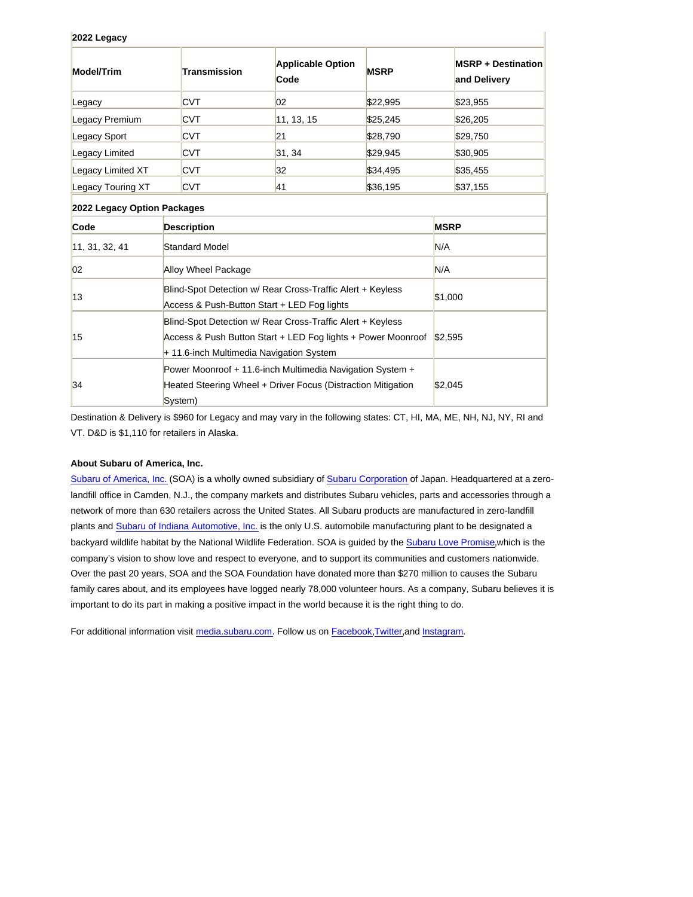**2022 Legacy**

| Model/Trim | Transmission | Applicable Option Code | MSRP | MSRP + Destination and Delivery |
|---|---|---|---|---|
| Legacy | CVT | 02 | $22,995 | $23,955 |
| Legacy Premium | CVT | 11, 13, 15 | $25,245 | $26,205 |
| Legacy Sport | CVT | 21 | $28,790 | $29,750 |
| Legacy Limited | CVT | 31, 34 | $29,945 | $30,905 |
| Legacy Limited XT | CVT | 32 | $34,495 | $35,455 |
| Legacy Touring XT | CVT | 41 | $36,195 | $37,155 |

**2022 Legacy Option Packages**

| Code | Description | MSRP |
|---|---|---|
| 11, 31, 32, 41 | Standard Model | N/A |
| 02 | Alloy Wheel Package | N/A |
| 13 | Blind-Spot Detection w/ Rear Cross-Traffic Alert + Keyless Access & Push-Button Start + LED Fog lights | $1,000 |
| 15 | Blind-Spot Detection w/ Rear Cross-Traffic Alert + Keyless Access & Push Button Start + LED Fog lights + Power Moonroof + 11.6-inch Multimedia Navigation System | $2,595 |
| 34 | Power Moonroof + 11.6-inch Multimedia Navigation System + Heated Steering Wheel + Driver Focus (Distraction Mitigation System) | $2,045 |

Destination & Delivery is $960 for Legacy and may vary in the following states: CT, HI, MA, ME, NH, NJ, NY, RI and VT. D&D is $1,110 for retailers in Alaska.

**About Subaru of America, Inc.**

Subaru of America, Inc. (SOA) is a wholly owned subsidiary of Subaru Corporation of Japan. Headquartered at a zero-landfill office in Camden, N.J., the company markets and distributes Subaru vehicles, parts and accessories through a network of more than 630 retailers across the United States. All Subaru products are manufactured in zero-landfill plants and Subaru of Indiana Automotive, Inc. is the only U.S. automobile manufacturing plant to be designated a backyard wildlife habitat by the National Wildlife Federation. SOA is guided by the Subaru Love Promise,which is the company's vision to show love and respect to everyone, and to support its communities and customers nationwide. Over the past 20 years, SOA and the SOA Foundation have donated more than $270 million to causes the Subaru family cares about, and its employees have logged nearly 78,000 volunteer hours. As a company, Subaru believes it is important to do its part in making a positive impact in the world because it is the right thing to do.

For additional information visit media.subaru.com. Follow us on Facebook,Twitter,and Instagram.